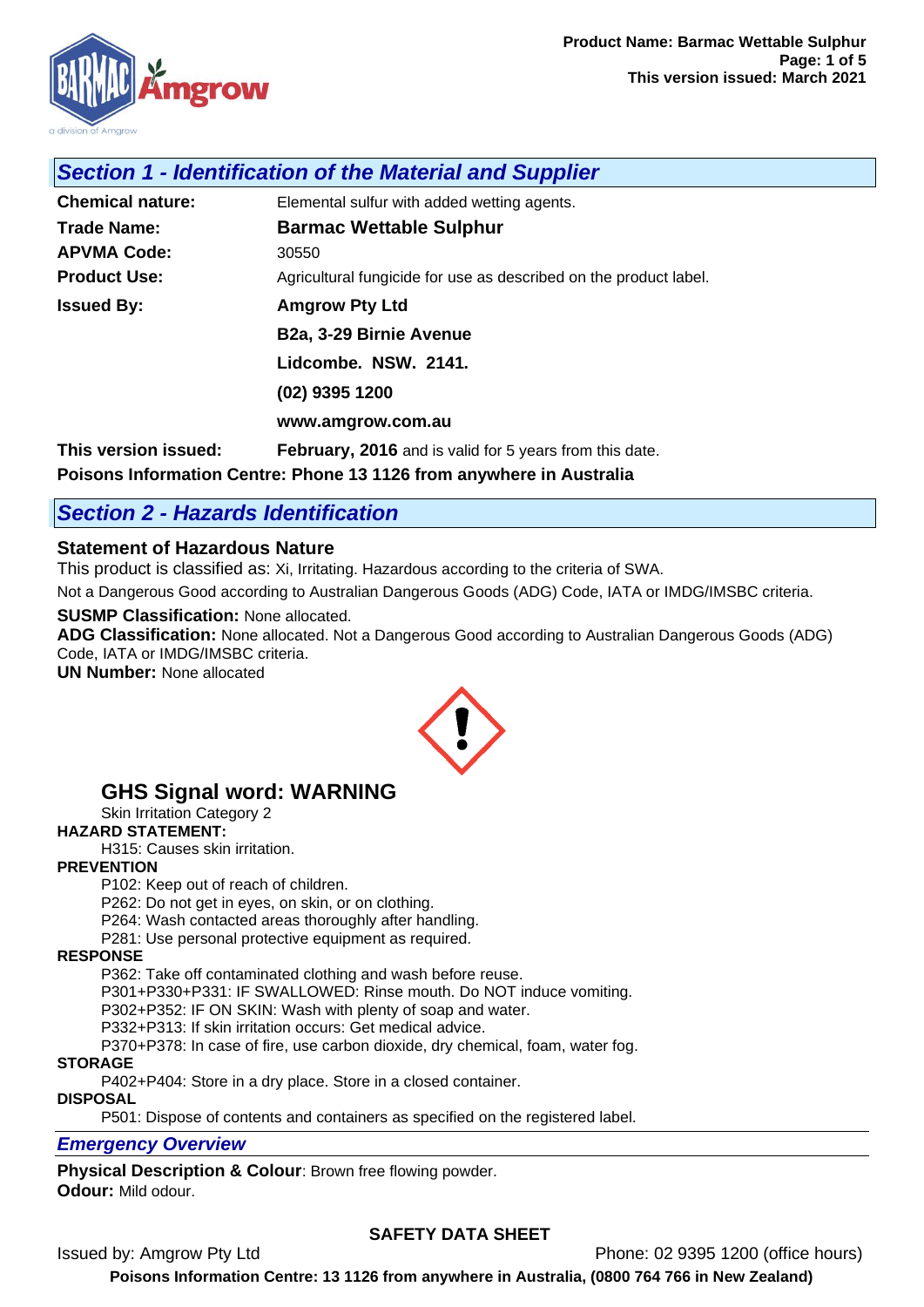## *Section 1 - Identification of the Material and Supplier*

**Chemical nature:** Elemental sulfur with added wetting agents.

**Trade Name:** **Barmac Wettable Sulphur**

**APVMA Code:** 30550

**Product Use:** Agricultural fungicide for use as described on the product label.

**Issued By:** **Amgrow Pty Ltd**
**B2a, 3-29 Birnie Avenue**
**Lidcombe. NSW. 2141.**
**(02) 9395 1200**
**www.amgrow.com.au**

**This version issued:** **February, 2016** and is valid for 5 years from this date.

**Poisons Information Centre: Phone 13 1126 from anywhere in Australia**

## *Section 2 - Hazards Identification*

### Statement of Hazardous Nature

This product is classified as: Xi, Irritating. Hazardous according to the criteria of SWA.

Not a Dangerous Good according to Australian Dangerous Goods (ADG) Code, IATA or IMDG/IMSBC criteria.

**SUSMP Classification:** None allocated.
**ADG Classification:** None allocated. Not a Dangerous Good according to Australian Dangerous Goods (ADG) Code, IATA or IMDG/IMSBC criteria.
**UN Number:** None allocated

### GHS Signal word: WARNING

Skin Irritation Category 2

**HAZARD STATEMENT:**

H315: Causes skin irritation.

**PREVENTION**

P102: Keep out of reach of children.
P262: Do not get in eyes, on skin, or on clothing.
P264: Wash contacted areas thoroughly after handling.
P281: Use personal protective equipment as required.

**RESPONSE**

P362: Take off contaminated clothing and wash before reuse.
P301+P330+P331: IF SWALLOWED: Rinse mouth. Do NOT induce vomiting.
P302+P352: IF ON SKIN: Wash with plenty of soap and water.
P332+P313: If skin irritation occurs: Get medical advice.
P370+P378: In case of fire, use carbon dioxide, dry chemical, foam, water fog.

**STORAGE**

P402+P404: Store in a dry place. Store in a closed container.

**DISPOSAL**

P501: Dispose of contents and containers as specified on the registered label.

### *Emergency Overview*

**Physical Description & Colour**: Brown free flowing powder.
**Odour:** Mild odour.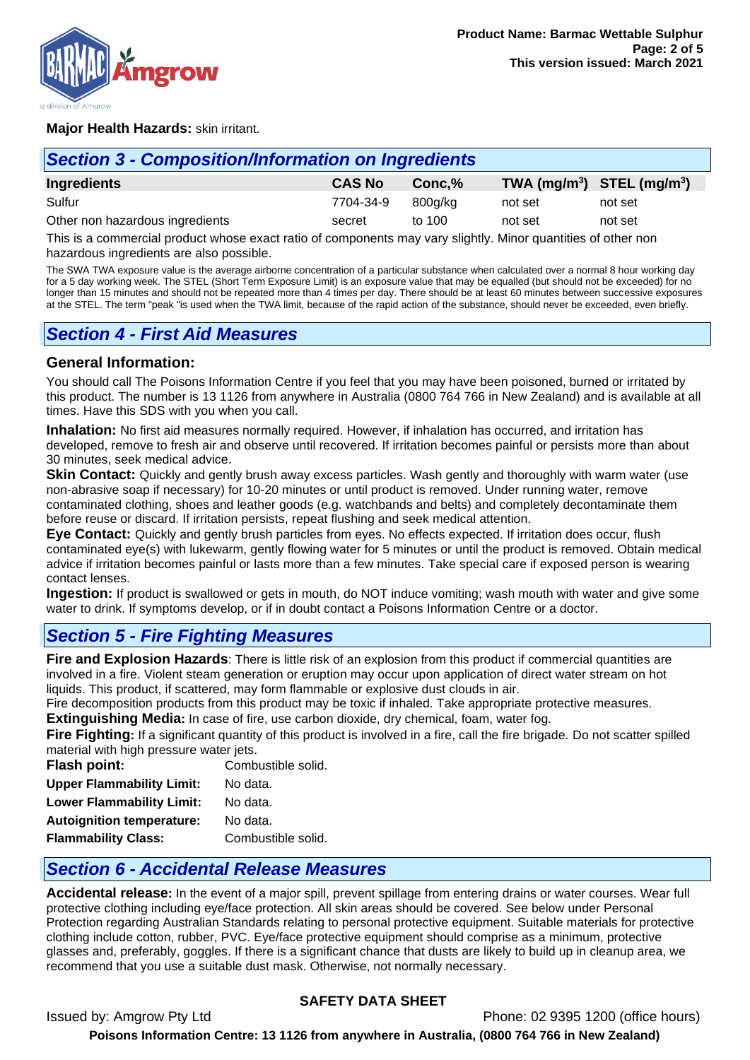**Major Health Hazards:** skin irritant.

## Section 3 - Composition/Information on Ingredients

| Ingredients | CAS No | Conc,% | TWA (mg/m$^3$) | STEL (mg/m$^3$) |
|---|---|---|---|---|
| Sulfur | 7704-34-9 | 800g/kg | not set | not set |
| Other non hazardous ingredients | secret | to 100 | not set | not set |

This is a commercial product whose exact ratio of components may vary slightly. Minor quantities of other non hazardous ingredients are also possible.

The SWA TWA exposure value is the average airborne concentration of a particular substance when calculated over a normal 8 hour working day for a 5 day working week. The STEL (Short Term Exposure Limit) is an exposure value that may be equalled (but should not be exceeded) for no longer than 15 minutes and should not be repeated more than 4 times per day. There should be at least 60 minutes between successive exposures at the STEL. The term "peak "is used when the TWA limit, because of the rapid action of the substance, should never be exceeded, even briefly.

## Section 4 - First Aid Measures

### General Information:

You should call The Poisons Information Centre if you feel that you may have been poisoned, burned or irritated by this product. The number is 13 1126 from anywhere in Australia (0800 764 766 in New Zealand) and is available at all times. Have this SDS with you when you call.

**Inhalation:** No first aid measures normally required. However, if inhalation has occurred, and irritation has developed, remove to fresh air and observe until recovered. If irritation becomes painful or persists more than about 30 minutes, seek medical advice.

**Skin Contact:** Quickly and gently brush away excess particles. Wash gently and thoroughly with warm water (use non-abrasive soap if necessary) for 10-20 minutes or until product is removed. Under running water, remove contaminated clothing, shoes and leather goods (e.g. watchbands and belts) and completely decontaminate them before reuse or discard. If irritation persists, repeat flushing and seek medical attention.

**Eye Contact:** Quickly and gently brush particles from eyes. No effects expected. If irritation does occur, flush contaminated eye(s) with lukewarm, gently flowing water for 5 minutes or until the product is removed. Obtain medical advice if irritation becomes painful or lasts more than a few minutes. Take special care if exposed person is wearing contact lenses.

**Ingestion:** If product is swallowed or gets in mouth, do NOT induce vomiting; wash mouth with water and give some water to drink. If symptoms develop, or if in doubt contact a Poisons Information Centre or a doctor.

## Section 5 - Fire Fighting Measures

**Fire and Explosion Hazards**: There is little risk of an explosion from this product if commercial quantities are involved in a fire. Violent steam generation or eruption may occur upon application of direct water stream on hot liquids. This product, if scattered, may form flammable or explosive dust clouds in air.

Fire decomposition products from this product may be toxic if inhaled. Take appropriate protective measures.

**Extinguishing Media:** In case of fire, use carbon dioxide, dry chemical, foam, water fog.

**Fire Fighting:** If a significant quantity of this product is involved in a fire, call the fire brigade. Do not scatter spilled material with high pressure water jets.

**Flash point:** Combustible solid.

**Upper Flammability Limit:** No data.

**Lower Flammability Limit:** No data.

**Autoignition temperature:** No data.

**Flammability Class:** Combustible solid.

## Section 6 - Accidental Release Measures

**Accidental release:** In the event of a major spill, prevent spillage from entering drains or water courses. Wear full protective clothing including eye/face protection. All skin areas should be covered. See below under Personal Protection regarding Australian Standards relating to personal protective equipment. Suitable materials for protective clothing include cotton, rubber, PVC. Eye/face protective equipment should comprise as a minimum, protective glasses and, preferably, goggles. If there is a significant chance that dusts are likely to build up in cleanup area, we recommend that you use a suitable dust mask. Otherwise, not normally necessary.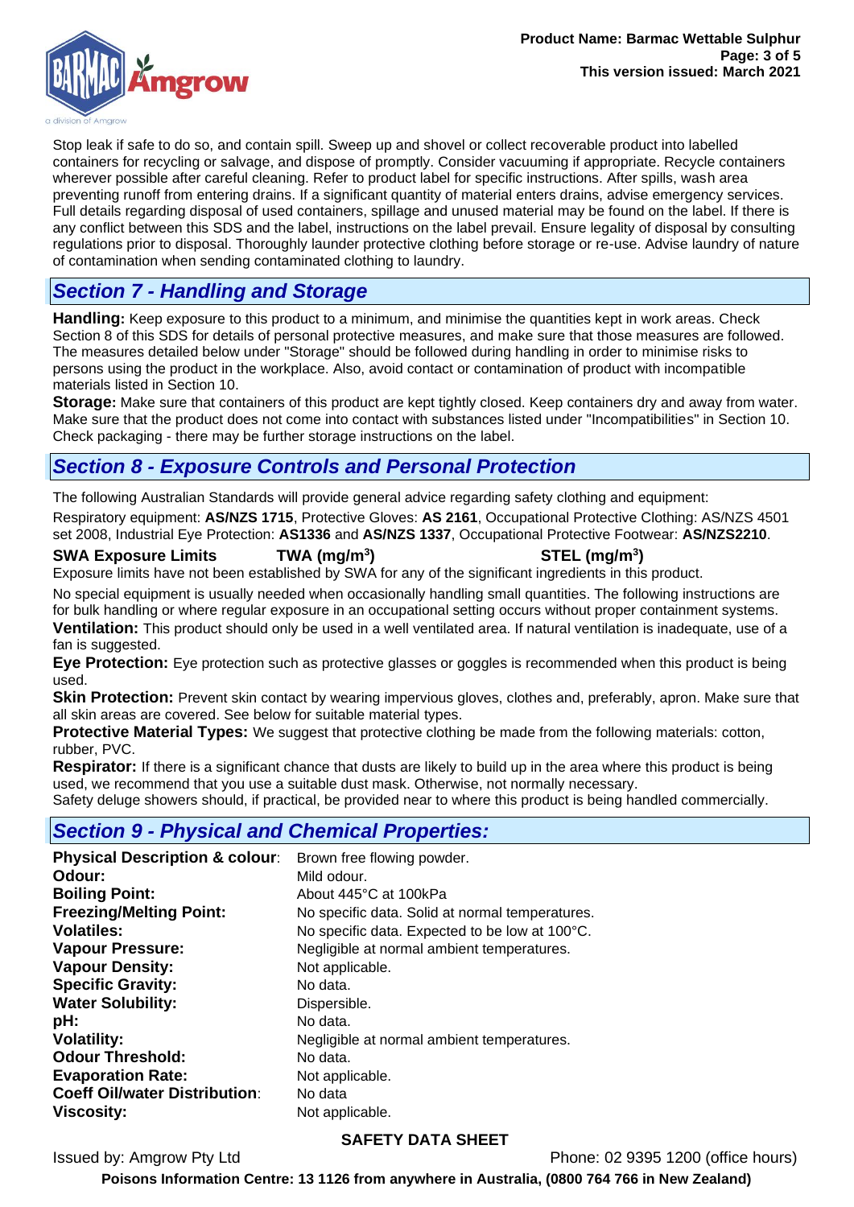Stop leak if safe to do so, and contain spill. Sweep up and shovel or collect recoverable product into labelled containers for recycling or salvage, and dispose of promptly. Consider vacuuming if appropriate. Recycle containers wherever possible after careful cleaning. Refer to product label for specific instructions. After spills, wash area preventing runoff from entering drains. If a significant quantity of material enters drains, advise emergency services. Full details regarding disposal of used containers, spillage and unused material may be found on the label. If there is any conflict between this SDS and the label, instructions on the label prevail. Ensure legality of disposal by consulting regulations prior to disposal. Thoroughly launder protective clothing before storage or re-use. Advise laundry of nature of contamination when sending contaminated clothing to laundry.

## *Section 7 - Handling and Storage*

**Handling:** Keep exposure to this product to a minimum, and minimise the quantities kept in work areas. Check Section 8 of this SDS for details of personal protective measures, and make sure that those measures are followed. The measures detailed below under "Storage" should be followed during handling in order to minimise risks to persons using the product in the workplace. Also, avoid contact or contamination of product with incompatible materials listed in Section 10.

**Storage:** Make sure that containers of this product are kept tightly closed. Keep containers dry and away from water. Make sure that the product does not come into contact with substances listed under "Incompatibilities" in Section 10. Check packaging - there may be further storage instructions on the label.

## *Section 8 - Exposure Controls and Personal Protection*

The following Australian Standards will provide general advice regarding safety clothing and equipment:

Respiratory equipment: **AS/NZS 1715**, Protective Gloves: **AS 2161**, Occupational Protective Clothing: AS/NZS 4501 set 2008, Industrial Eye Protection: **AS1336** and **AS/NZS 1337**, Occupational Protective Footwear: **AS/NZS2210**.

**SWA Exposure Limits** **TWA (mg/m$^3$)** **STEL (mg/m$^3$)**

Exposure limits have not been established by SWA for any of the significant ingredients in this product.

No special equipment is usually needed when occasionally handling small quantities. The following instructions are for bulk handling or where regular exposure in an occupational setting occurs without proper containment systems.

**Ventilation:** This product should only be used in a well ventilated area. If natural ventilation is inadequate, use of a fan is suggested.

**Eye Protection:** Eye protection such as protective glasses or goggles is recommended when this product is being used.

**Skin Protection:** Prevent skin contact by wearing impervious gloves, clothes and, preferably, apron. Make sure that all skin areas are covered. See below for suitable material types.

**Protective Material Types:** We suggest that protective clothing be made from the following materials: cotton, rubber, PVC.

**Respirator:** If there is a significant chance that dusts are likely to build up in the area where this product is being used, we recommend that you use a suitable dust mask. Otherwise, not normally necessary.

Safety deluge showers should, if practical, be provided near to where this product is being handled commercially.

## *Section 9 - Physical and Chemical Properties:*

| | |
|---|---|
| **Physical Description & colour**: | Brown free flowing powder. |
| **Odour:** | Mild odour. |
| **Boiling Point:** | About 445°C at 100kPa |
| **Freezing/Melting Point:** | No specific data. Solid at normal temperatures. |
| **Volatiles:** | No specific data. Expected to be low at 100°C. |
| **Vapour Pressure:** | Negligible at normal ambient temperatures. |
| **Vapour Density:** | Not applicable. |
| **Specific Gravity:** | No data. |
| **Water Solubility:** | Dispersible. |
| **pH:** | No data. |
| **Volatility:** | Negligible at normal ambient temperatures. |
| **Odour Threshold:** | No data. |
| **Evaporation Rate:** | Not applicable. |
| **Coeff Oil/water Distribution**: | No data |
| **Viscosity:** | Not applicable. |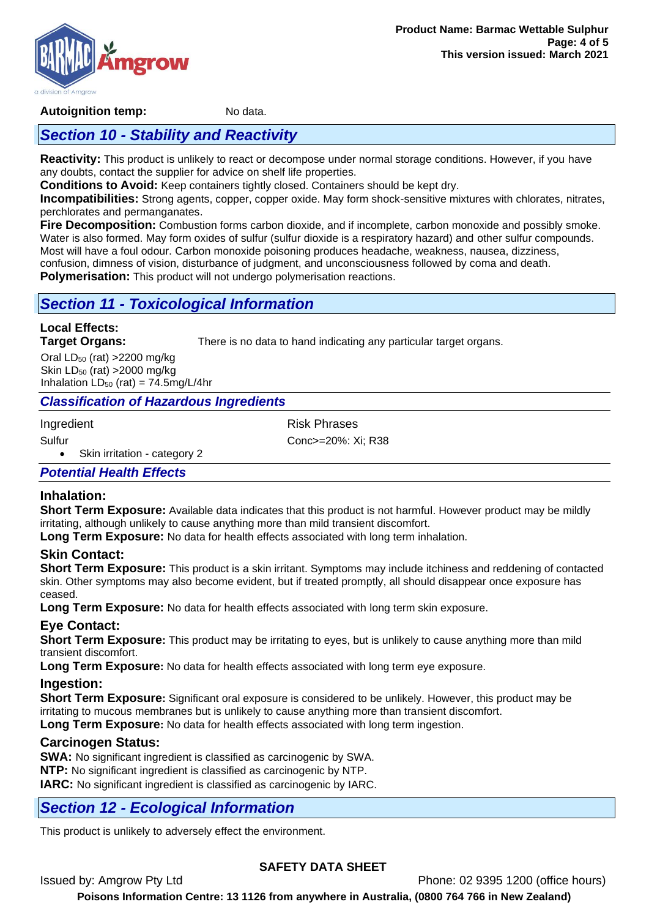**Autoignition temp:** No data.

## Section 10 - Stability and Reactivity

**Reactivity:** This product is unlikely to react or decompose under normal storage conditions. However, if you have any doubts, contact the supplier for advice on shelf life properties.

**Conditions to Avoid:** Keep containers tightly closed. Containers should be kept dry.

**Incompatibilities:** Strong agents, copper, copper oxide. May form shock-sensitive mixtures with chlorates, nitrates, perchlorates and permanganates.

**Fire Decomposition:** Combustion forms carbon dioxide, and if incomplete, carbon monoxide and possibly smoke. Water is also formed. May form oxides of sulfur (sulfur dioxide is a respiratory hazard) and other sulfur compounds. Most will have a foul odour. Carbon monoxide poisoning produces headache, weakness, nausea, dizziness, confusion, dimness of vision, disturbance of judgment, and unconsciousness followed by coma and death.

**Polymerisation:** This product will not undergo polymerisation reactions.

## Section 11 - Toxicological Information

**Local Effects:**

**Target Organs:** There is no data to hand indicating any particular target organs.

Oral $LD_{50}$ (rat) >2200 mg/kg
Skin $LD_{50}$ (rat) >2000 mg/kg
Inhalation $LD_{50}$ (rat) = 74.5mg/L/4hr

### Classification of Hazardous Ingredients

| Ingredient | Risk Phrases |
|---|---|
| Sulfur<br>• Skin irritation - category 2 | Conc>=20%: Xi; R38 |

### Potential Health Effects

#### Inhalation:

**Short Term Exposure:** Available data indicates that this product is not harmful. However product may be mildly irritating, although unlikely to cause anything more than mild transient discomfort.

**Long Term Exposure:** No data for health effects associated with long term inhalation.

#### Skin Contact:

**Short Term Exposure:** This product is a skin irritant. Symptoms may include itchiness and reddening of contacted skin. Other symptoms may also become evident, but if treated promptly, all should disappear once exposure has ceased.

**Long Term Exposure:** No data for health effects associated with long term skin exposure.

#### Eye Contact:

**Short Term Exposure:** This product may be irritating to eyes, but is unlikely to cause anything more than mild transient discomfort.

**Long Term Exposure:** No data for health effects associated with long term eye exposure.

#### Ingestion:

**Short Term Exposure:** Significant oral exposure is considered to be unlikely. However, this product may be irritating to mucous membranes but is unlikely to cause anything more than transient discomfort.

**Long Term Exposure:** No data for health effects associated with long term ingestion.

#### Carcinogen Status:

**SWA:** No significant ingredient is classified as carcinogenic by SWA.
**NTP:** No significant ingredient is classified as carcinogenic by NTP.
**IARC:** No significant ingredient is classified as carcinogenic by IARC.

## Section 12 - Ecological Information

This product is unlikely to adversely effect the environment.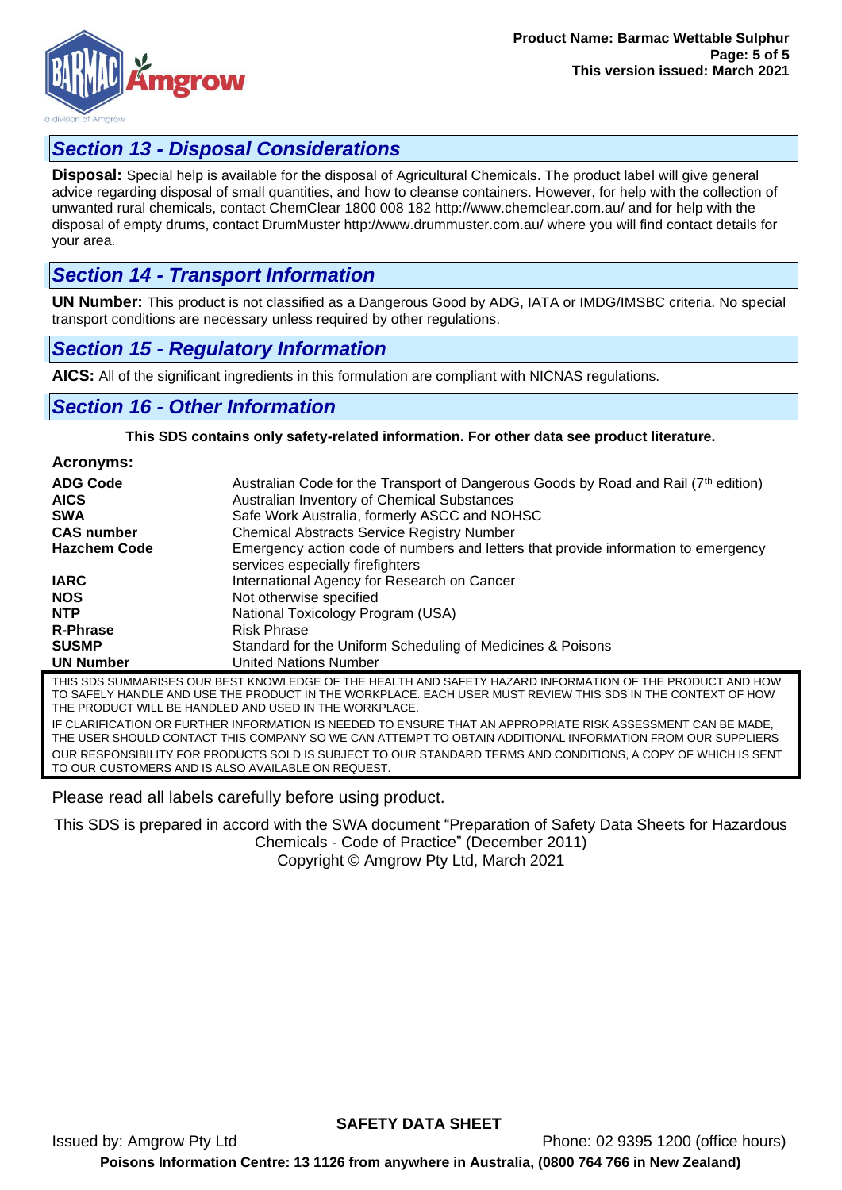## Section 13 - Disposal Considerations

**Disposal:** Special help is available for the disposal of Agricultural Chemicals. The product label will give general advice regarding disposal of small quantities, and how to cleanse containers. However, for help with the collection of unwanted rural chemicals, contact ChemClear 1800 008 182 http://www.chemclear.com.au/ and for help with the disposal of empty drums, contact DrumMuster http://www.drummuster.com.au/ where you will find contact details for your area.

## Section 14 - Transport Information

**UN Number:** This product is not classified as a Dangerous Good by ADG, IATA or IMDG/IMSBC criteria. No special transport conditions are necessary unless required by other regulations.

## Section 15 - Regulatory Information

**AICS:** All of the significant ingredients in this formulation are compliant with NICNAS regulations.

## Section 16 - Other Information

**This SDS contains only safety-related information. For other data see product literature.**

**Acronyms:**

| | |
|---|---|
| **ADG Code** | Australian Code for the Transport of Dangerous Goods by Road and Rail (7th edition) |
| **AICS** | Australian Inventory of Chemical Substances |
| **SWA** | Safe Work Australia, formerly ASCC and NOHSC |
| **CAS number** | Chemical Abstracts Service Registry Number |
| **Hazchem Code** | Emergency action code of numbers and letters that provide information to emergency services especially firefighters |
| **IARC** | International Agency for Research on Cancer |
| **NOS** | Not otherwise specified |
| **NTP** | National Toxicology Program (USA) |
| **R-Phrase** | Risk Phrase |
| **SUSMP** | Standard for the Uniform Scheduling of Medicines & Poisons |
| **UN Number** | United Nations Number |

THIS SDS SUMMARISES OUR BEST KNOWLEDGE OF THE HEALTH AND SAFETY HAZARD INFORMATION OF THE PRODUCT AND HOW TO SAFELY HANDLE AND USE THE PRODUCT IN THE WORKPLACE. EACH USER MUST REVIEW THIS SDS IN THE CONTEXT OF HOW THE PRODUCT WILL BE HANDLED AND USED IN THE WORKPLACE.

IF CLARIFICATION OR FURTHER INFORMATION IS NEEDED TO ENSURE THAT AN APPROPRIATE RISK ASSESSMENT CAN BE MADE, THE USER SHOULD CONTACT THIS COMPANY SO WE CAN ATTEMPT TO OBTAIN ADDITIONAL INFORMATION FROM OUR SUPPLIERS

OUR RESPONSIBILITY FOR PRODUCTS SOLD IS SUBJECT TO OUR STANDARD TERMS AND CONDITIONS, A COPY OF WHICH IS SENT TO OUR CUSTOMERS AND IS ALSO AVAILABLE ON REQUEST.

Please read all labels carefully before using product.

This SDS is prepared in accord with the SWA document "Preparation of Safety Data Sheets for Hazardous Chemicals - Code of Practice" (December 2011)
Copyright © Amgrow Pty Ltd, March 2021